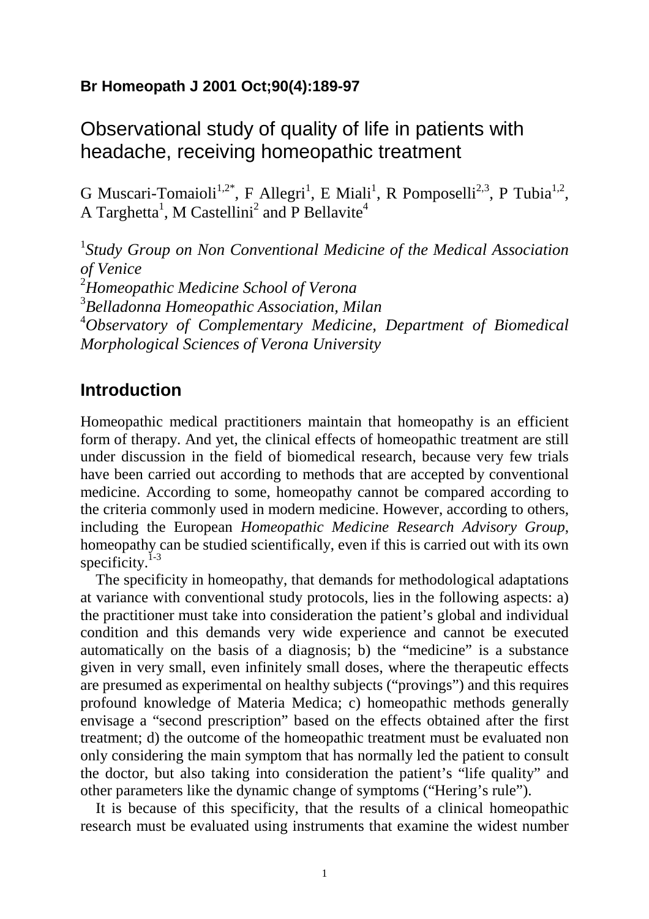**Br Homeopath J 2001 Oct;90(4):189-97**

# Observational study of quality of life in patients with headache, receiving homeopathic treatment

G Muscari-Tomaioli[1,2*], F Allegri[1], E Miali[1], R Pomposelli[2,3], P Tubia[1,2], A Targhetta[1], M Castellini[2] and P Bellavite[4]

[1]*Study Group on Non Conventional Medicine of the Medical Association of Venice*
[2]*Homeopathic Medicine School of Verona*
[3]*Belladonna Homeopathic Association, Milan*
[4]*Observatory of Complementary Medicine, Department of Biomedical Morphological Sciences of Verona University*

## Introduction

Homeopathic medical practitioners maintain that homeopathy is an efficient form of therapy. And yet, the clinical effects of homeopathic treatment are still under discussion in the field of biomedical research, because very few trials have been carried out according to methods that are accepted by conventional medicine. According to some, homeopathy cannot be compared according to the criteria commonly used in modern medicine. However, according to others, including the European *Homeopathic Medicine Research Advisory Group*, homeopathy can be studied scientifically, even if this is carried out with its own specificity.[1-3]

The specificity in homeopathy, that demands for methodological adaptations at variance with conventional study protocols, lies in the following aspects: a) the practitioner must take into consideration the patient's global and individual condition and this demands very wide experience and cannot be executed automatically on the basis of a diagnosis; b) the "medicine" is a substance given in very small, even infinitely small doses, where the therapeutic effects are presumed as experimental on healthy subjects ("provings") and this requires profound knowledge of Materia Medica; c) homeopathic methods generally envisage a "second prescription" based on the effects obtained after the first treatment; d) the outcome of the homeopathic treatment must be evaluated non only considering the main symptom that has normally led the patient to consult the doctor, but also taking into consideration the patient's "life quality" and other parameters like the dynamic change of symptoms ("Hering's rule").

It is because of this specificity, that the results of a clinical homeopathic research must be evaluated using instruments that examine the widest number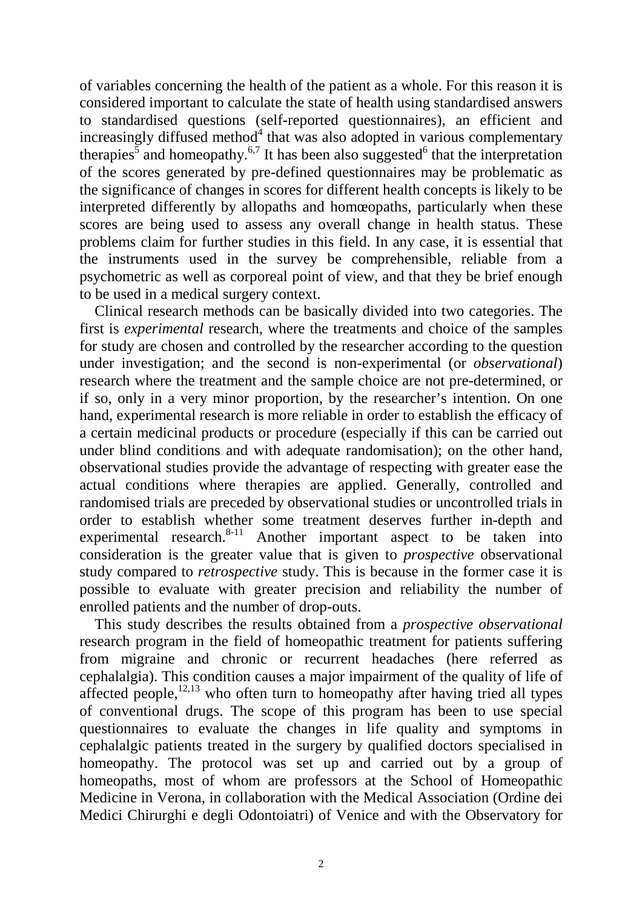of variables concerning the health of the patient as a whole. For this reason it is considered important to calculate the state of health using standardised answers to standardised questions (self-reported questionnaires), an efficient and increasingly diffused method[4] that was also adopted in various complementary therapies[5] and homeopathy.[6,7] It has been also suggested[6] that the interpretation of the scores generated by pre-defined questionnaires may be problematic as the significance of changes in scores for different health concepts is likely to be interpreted differently by allopaths and homœopaths, particularly when these scores are being used to assess any overall change in health status. These problems claim for further studies in this field. In any case, it is essential that the instruments used in the survey be comprehensible, reliable from a psychometric as well as corporeal point of view, and that they be brief enough to be used in a medical surgery context.

Clinical research methods can be basically divided into two categories. The first is *experimental* research, where the treatments and choice of the samples for study are chosen and controlled by the researcher according to the question under investigation; and the second is non-experimental (or *observational*) research where the treatment and the sample choice are not pre-determined, or if so, only in a very minor proportion, by the researcher's intention. On one hand, experimental research is more reliable in order to establish the efficacy of a certain medicinal products or procedure (especially if this can be carried out under blind conditions and with adequate randomisation); on the other hand, observational studies provide the advantage of respecting with greater ease the actual conditions where therapies are applied. Generally, controlled and randomised trials are preceded by observational studies or uncontrolled trials in order to establish whether some treatment deserves further in-depth and experimental research.[8-11] Another important aspect to be taken into consideration is the greater value that is given to *prospective* observational study compared to *retrospective* study. This is because in the former case it is possible to evaluate with greater precision and reliability the number of enrolled patients and the number of drop-outs.

This study describes the results obtained from a *prospective observational* research program in the field of homeopathic treatment for patients suffering from migraine and chronic or recurrent headaches (here referred as cephalalgia). This condition causes a major impairment of the quality of life of affected people,[12,13] who often turn to homeopathy after having tried all types of conventional drugs. The scope of this program has been to use special questionnaires to evaluate the changes in life quality and symptoms in cephalalgic patients treated in the surgery by qualified doctors specialised in homeopathy. The protocol was set up and carried out by a group of homeopaths, most of whom are professors at the School of Homeopathic Medicine in Verona, in collaboration with the Medical Association (Ordine dei Medici Chirurghi e degli Odontoiatri) of Venice and with the Observatory for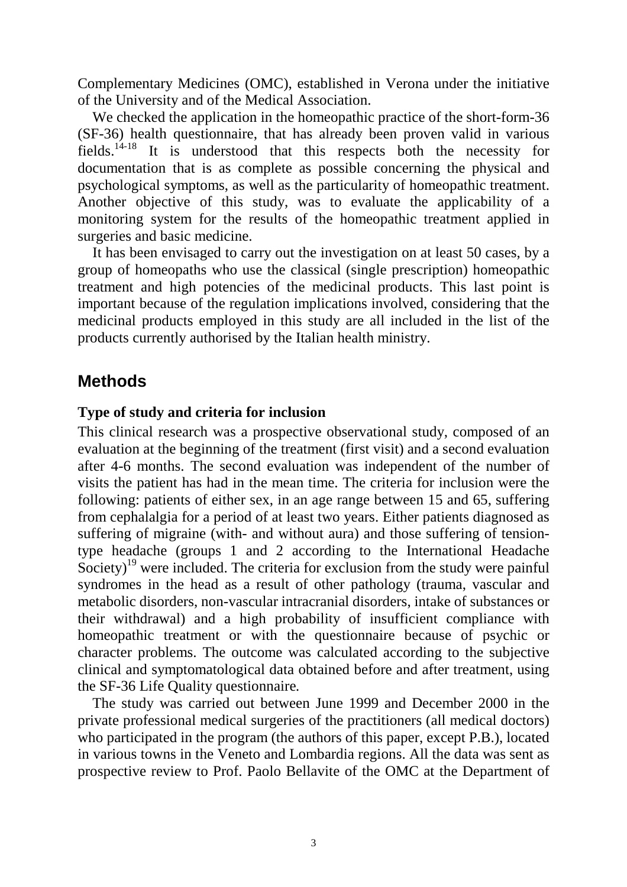Complementary Medicines (OMC), established in Verona under the initiative of the University and of the Medical Association.

We checked the application in the homeopathic practice of the short-form-36 (SF-36) health questionnaire, that has already been proven valid in various fields.[14-18] It is understood that this respects both the necessity for documentation that is as complete as possible concerning the physical and psychological symptoms, as well as the particularity of homeopathic treatment. Another objective of this study, was to evaluate the applicability of a monitoring system for the results of the homeopathic treatment applied in surgeries and basic medicine.

It has been envisaged to carry out the investigation on at least 50 cases, by a group of homeopaths who use the classical (single prescription) homeopathic treatment and high potencies of the medicinal products. This last point is important because of the regulation implications involved, considering that the medicinal products employed in this study are all included in the list of the products currently authorised by the Italian health ministry.

## Methods

### Type of study and criteria for inclusion

This clinical research was a prospective observational study, composed of an evaluation at the beginning of the treatment (first visit) and a second evaluation after 4-6 months. The second evaluation was independent of the number of visits the patient has had in the mean time. The criteria for inclusion were the following: patients of either sex, in an age range between 15 and 65, suffering from cephalalgia for a period of at least two years. Either patients diagnosed as suffering of migraine (with- and without aura) and those suffering of tension-type headache (groups 1 and 2 according to the International Headache Society)[19] were included. The criteria for exclusion from the study were painful syndromes in the head as a result of other pathology (trauma, vascular and metabolic disorders, non-vascular intracranial disorders, intake of substances or their withdrawal) and a high probability of insufficient compliance with homeopathic treatment or with the questionnaire because of psychic or character problems. The outcome was calculated according to the subjective clinical and symptomatological data obtained before and after treatment, using the SF-36 Life Quality questionnaire.

The study was carried out between June 1999 and December 2000 in the private professional medical surgeries of the practitioners (all medical doctors) who participated in the program (the authors of this paper, except P.B.), located in various towns in the Veneto and Lombardia regions. All the data was sent as prospective review to Prof. Paolo Bellavite of the OMC at the Department of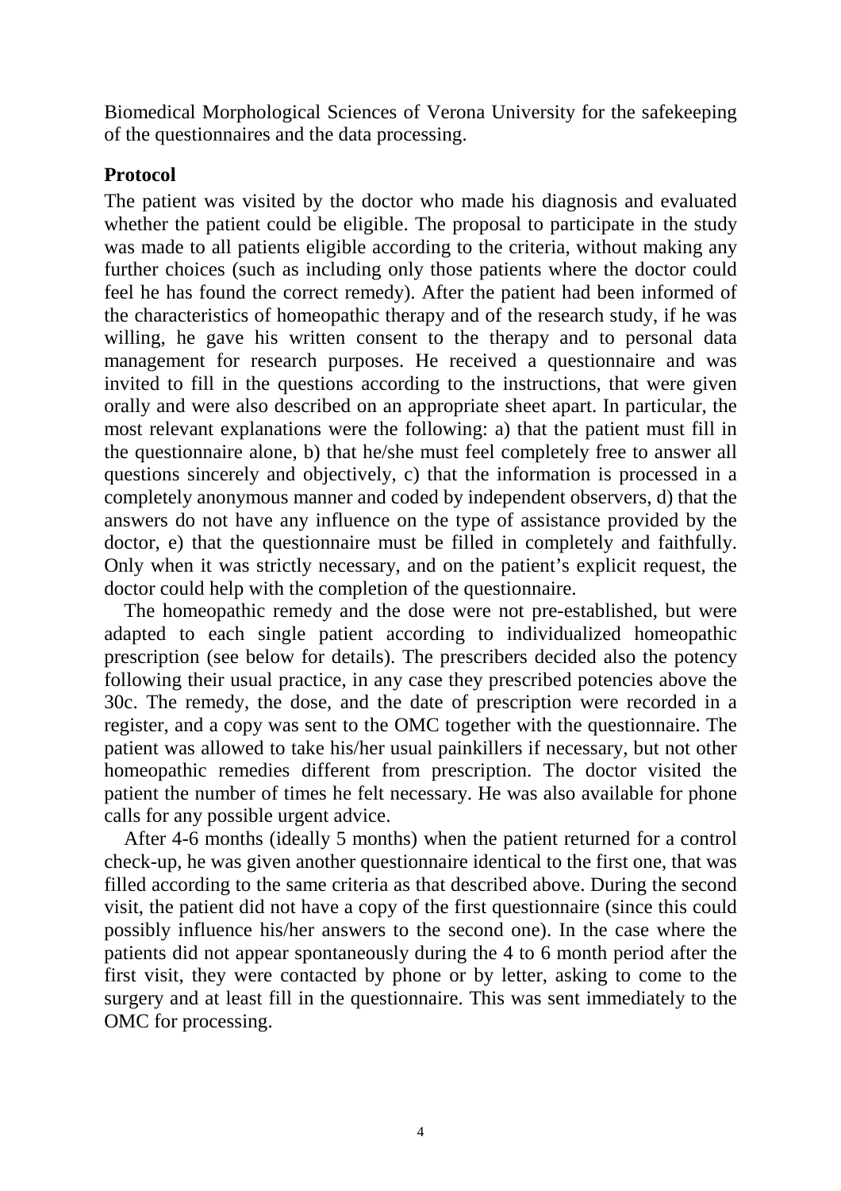Biomedical Morphological Sciences of Verona University for the safekeeping of the questionnaires and the data processing.

## Protocol

The patient was visited by the doctor who made his diagnosis and evaluated whether the patient could be eligible. The proposal to participate in the study was made to all patients eligible according to the criteria, without making any further choices (such as including only those patients where the doctor could feel he has found the correct remedy). After the patient had been informed of the characteristics of homeopathic therapy and of the research study, if he was willing, he gave his written consent to the therapy and to personal data management for research purposes. He received a questionnaire and was invited to fill in the questions according to the instructions, that were given orally and were also described on an appropriate sheet apart. In particular, the most relevant explanations were the following: a) that the patient must fill in the questionnaire alone, b) that he/she must feel completely free to answer all questions sincerely and objectively, c) that the information is processed in a completely anonymous manner and coded by independent observers, d) that the answers do not have any influence on the type of assistance provided by the doctor, e) that the questionnaire must be filled in completely and faithfully. Only when it was strictly necessary, and on the patient's explicit request, the doctor could help with the completion of the questionnaire.

The homeopathic remedy and the dose were not pre-established, but were adapted to each single patient according to individualized homeopathic prescription (see below for details). The prescribers decided also the potency following their usual practice, in any case they prescribed potencies above the 30c. The remedy, the dose, and the date of prescription were recorded in a register, and a copy was sent to the OMC together with the questionnaire. The patient was allowed to take his/her usual painkillers if necessary, but not other homeopathic remedies different from prescription. The doctor visited the patient the number of times he felt necessary. He was also available for phone calls for any possible urgent advice.

After 4-6 months (ideally 5 months) when the patient returned for a control check-up, he was given another questionnaire identical to the first one, that was filled according to the same criteria as that described above. During the second visit, the patient did not have a copy of the first questionnaire (since this could possibly influence his/her answers to the second one). In the case where the patients did not appear spontaneously during the 4 to 6 month period after the first visit, they were contacted by phone or by letter, asking to come to the surgery and at least fill in the questionnaire. This was sent immediately to the OMC for processing.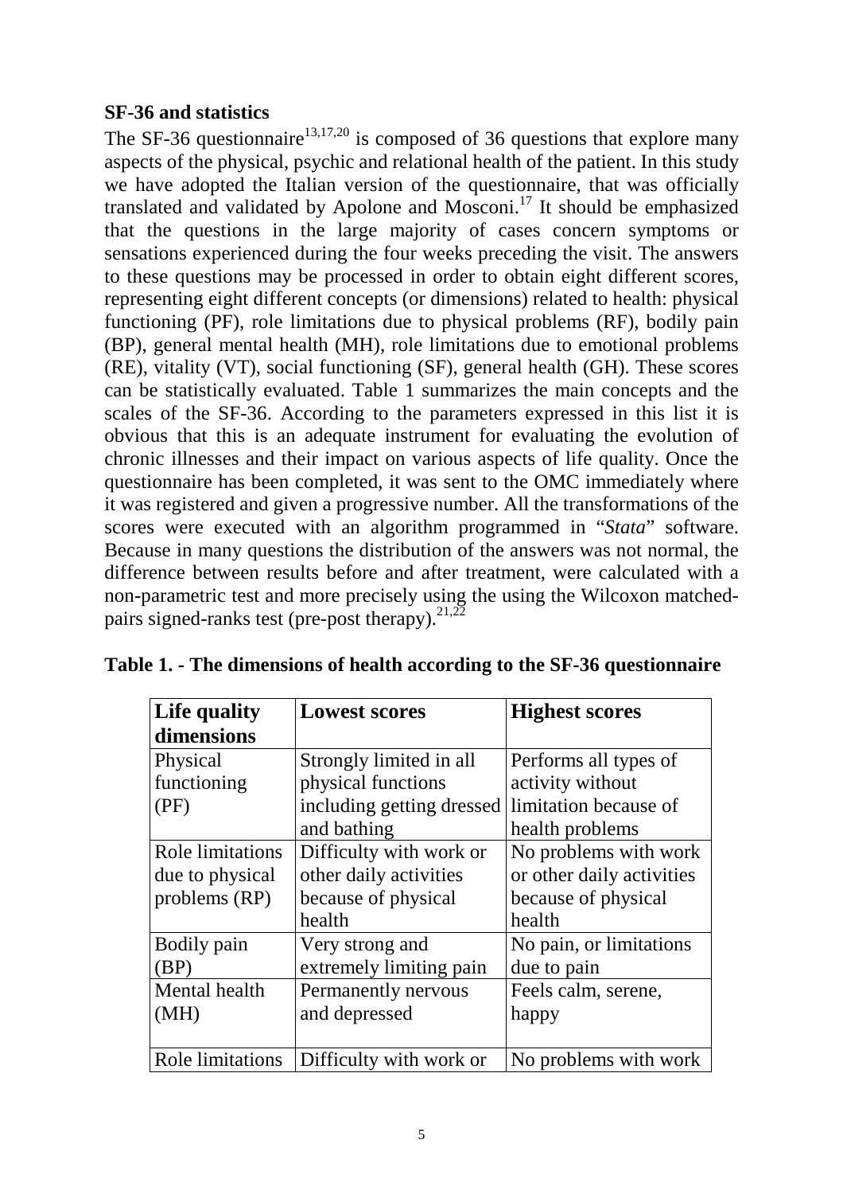## SF-36 and statistics

The SF-36 questionnaire[13,17,20] is composed of 36 questions that explore many aspects of the physical, psychic and relational health of the patient. In this study we have adopted the Italian version of the questionnaire, that was officially translated and validated by Apolone and Mosconi.[17] It should be emphasized that the questions in the large majority of cases concern symptoms or sensations experienced during the four weeks preceding the visit. The answers to these questions may be processed in order to obtain eight different scores, representing eight different concepts (or dimensions) related to health: physical functioning (PF), role limitations due to physical problems (RF), bodily pain (BP), general mental health (MH), role limitations due to emotional problems (RE), vitality (VT), social functioning (SF), general health (GH). These scores can be statistically evaluated. Table 1 summarizes the main concepts and the scales of the SF-36. According to the parameters expressed in this list it is obvious that this is an adequate instrument for evaluating the evolution of chronic illnesses and their impact on various aspects of life quality. Once the questionnaire has been completed, it was sent to the OMC immediately where it was registered and given a progressive number. All the transformations of the scores were executed with an algorithm programmed in "*Stata*" software. Because in many questions the distribution of the answers was not normal, the difference between results before and after treatment, were calculated with a non-parametric test and more precisely using the using the Wilcoxon matched-pairs signed-ranks test (pre-post therapy).[21,22]

**Table 1. - The dimensions of health according to the SF-36 questionnaire**

| Life quality dimensions | Lowest scores | Highest scores |
|---|---|---|
| Physical functioning (PF) | Strongly limited in all physical functions including getting dressed and bathing | Performs all types of activity without limitation because of health problems |
| Role limitations due to physical problems (RP) | Difficulty with work or other daily activities because of physical health | No problems with work or other daily activities because of physical health |
| Bodily pain (BP) | Very strong and extremely limiting pain | No pain, or limitations due to pain |
| Mental health (MH) | Permanently nervous and depressed | Feels calm, serene, happy |
| Role limitations | Difficulty with work or | No problems with work |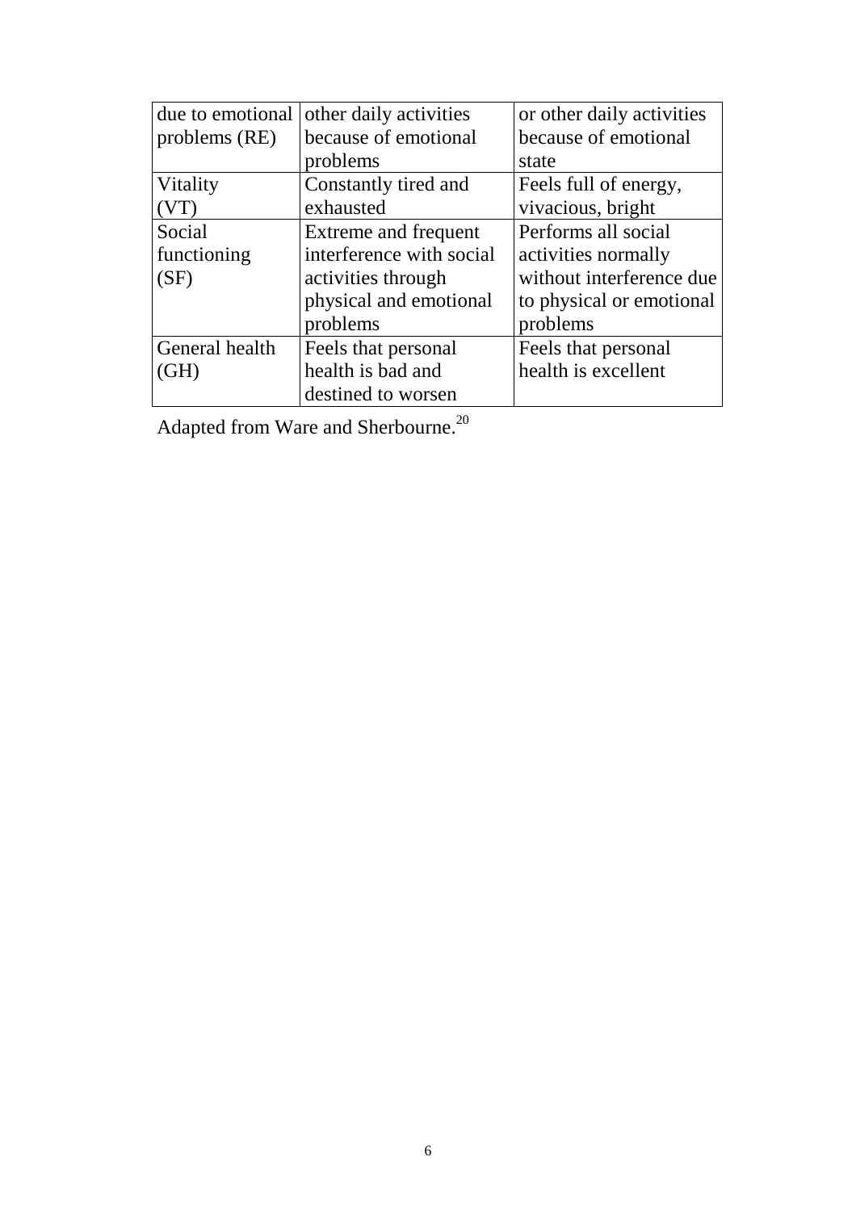| | | |
|---|---|---|
| due to emotional problems (RE) | other daily activities because of emotional problems | or other daily activities because of emotional state |
| Vitality (VT) | Constantly tired and exhausted | Feels full of energy, vivacious, bright |
| Social functioning (SF) | Extreme and frequent interference with social activities through physical and emotional problems | Performs all social activities normally without interference due to physical or emotional problems |
| General health (GH) | Feels that personal health is bad and destined to worsen | Feels that personal health is excellent |

Adapted from Ware and Sherbourne.[20]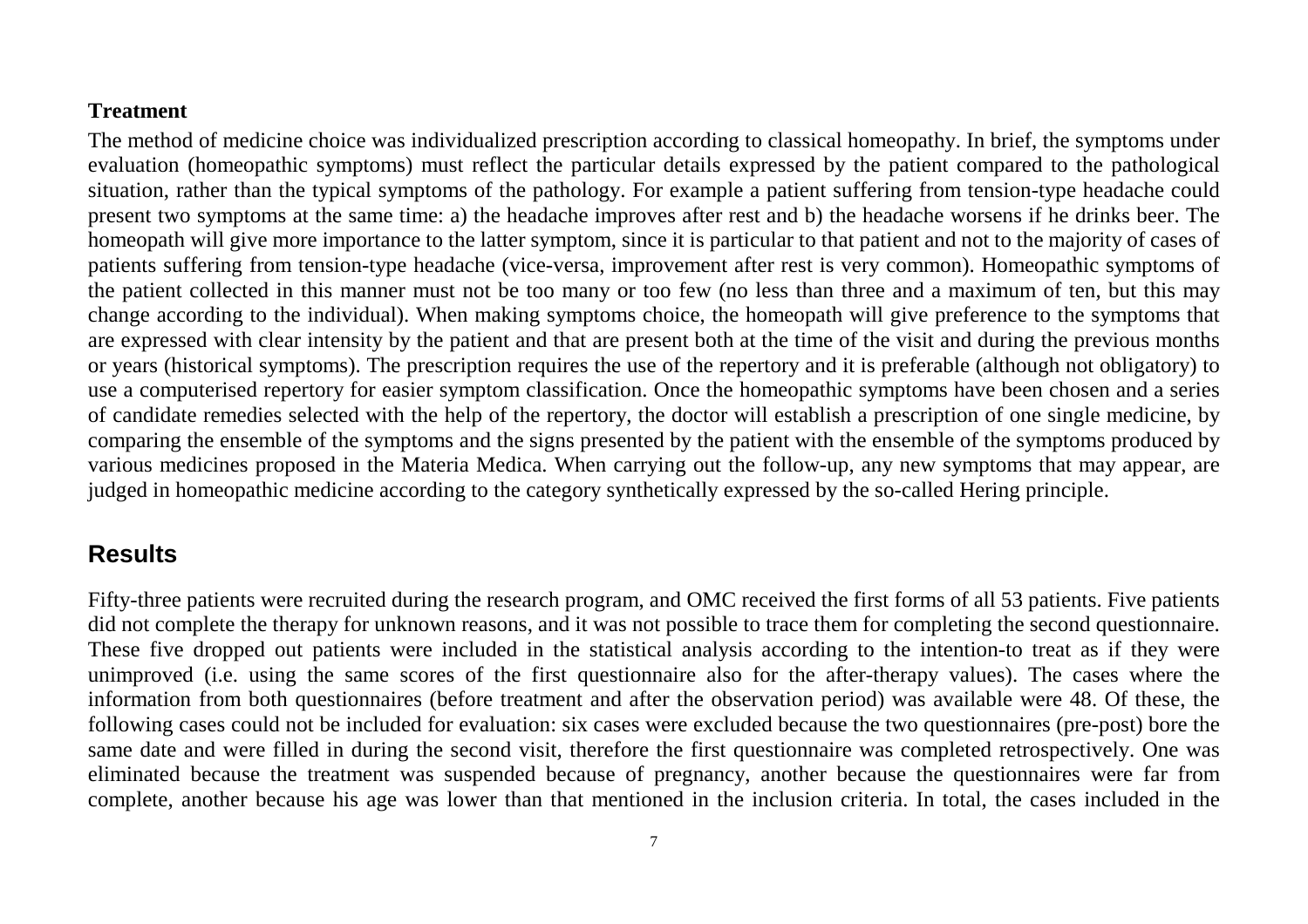**Treatment**

The method of medicine choice was individualized prescription according to classical homeopathy. In brief, the symptoms under evaluation (homeopathic symptoms) must reflect the particular details expressed by the patient compared to the pathological situation, rather than the typical symptoms of the pathology. For example a patient suffering from tension-type headache could present two symptoms at the same time: a) the headache improves after rest and b) the headache worsens if he drinks beer. The homeopath will give more importance to the latter symptom, since it is particular to that patient and not to the majority of cases of patients suffering from tension-type headache (vice-versa, improvement after rest is very common). Homeopathic symptoms of the patient collected in this manner must not be too many or too few (no less than three and a maximum of ten, but this may change according to the individual). When making symptoms choice, the homeopath will give preference to the symptoms that are expressed with clear intensity by the patient and that are present both at the time of the visit and during the previous months or years (historical symptoms). The prescription requires the use of the repertory and it is preferable (although not obligatory) to use a computerised repertory for easier symptom classification. Once the homeopathic symptoms have been chosen and a series of candidate remedies selected with the help of the repertory, the doctor will establish a prescription of one single medicine, by comparing the ensemble of the symptoms and the signs presented by the patient with the ensemble of the symptoms produced by various medicines proposed in the Materia Medica. When carrying out the follow-up, any new symptoms that may appear, are judged in homeopathic medicine according to the category synthetically expressed by the so-called Hering principle.

## Results

Fifty-three patients were recruited during the research program, and OMC received the first forms of all 53 patients. Five patients did not complete the therapy for unknown reasons, and it was not possible to trace them for completing the second questionnaire. These five dropped out patients were included in the statistical analysis according to the intention-to treat as if they were unimproved (i.e. using the same scores of the first questionnaire also for the after-therapy values). The cases where the information from both questionnaires (before treatment and after the observation period) was available were 48. Of these, the following cases could not be included for evaluation: six cases were excluded because the two questionnaires (pre-post) bore the same date and were filled in during the second visit, therefore the first questionnaire was completed retrospectively. One was eliminated because the treatment was suspended because of pregnancy, another because the questionnaires were far from complete, another because his age was lower than that mentioned in the inclusion criteria. In total, the cases included in the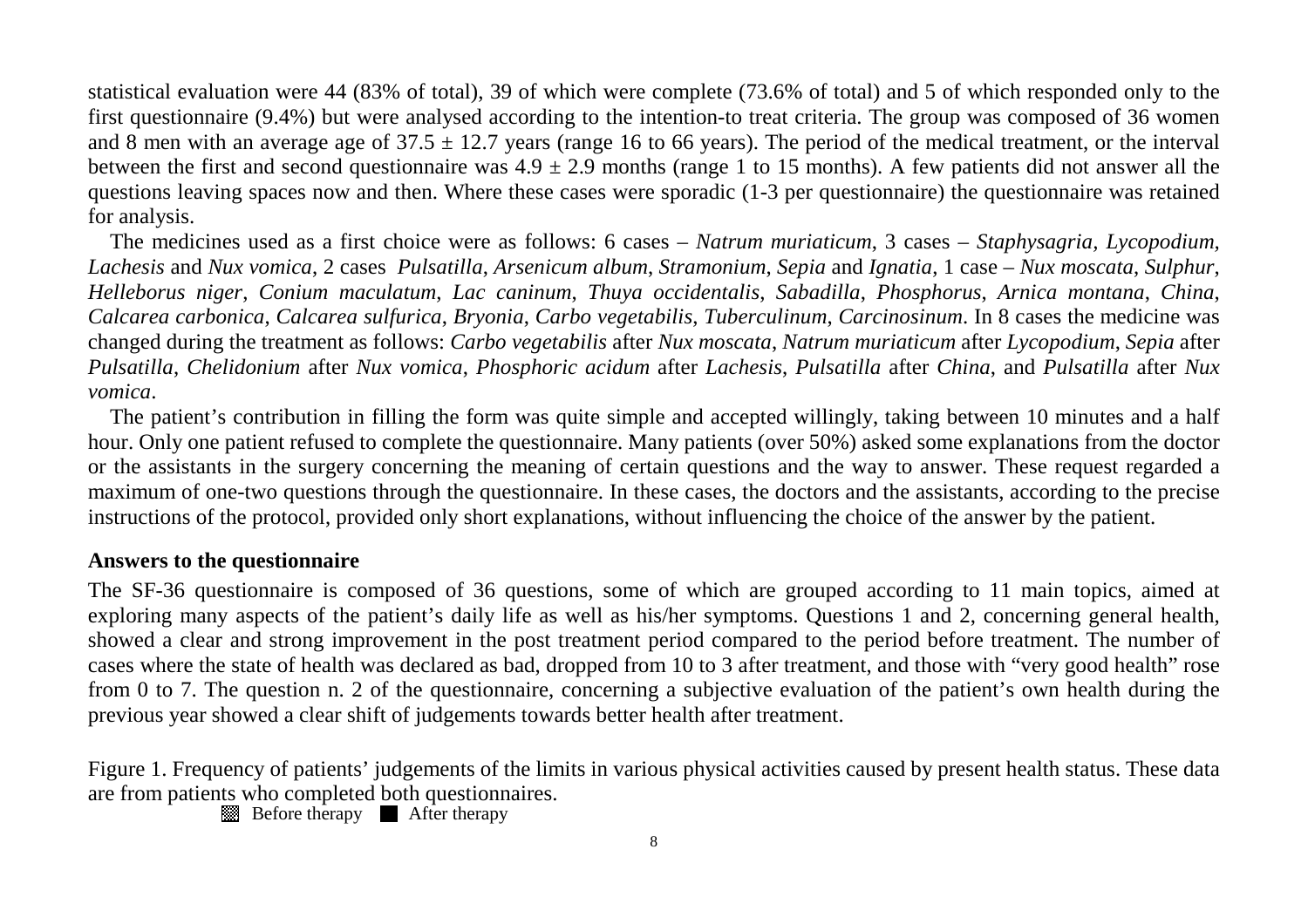statistical evaluation were 44 (83% of total), 39 of which were complete (73.6% of total) and 5 of which responded only to the first questionnaire (9.4%) but were analysed according to the intention-to treat criteria. The group was composed of 36 women and 8 men with an average age of 37.5 ± 12.7 years (range 16 to 66 years). The period of the medical treatment, or the interval between the first and second questionnaire was 4.9 ± 2.9 months (range 1 to 15 months). A few patients did not answer all the questions leaving spaces now and then. Where these cases were sporadic (1-3 per questionnaire) the questionnaire was retained for analysis.

The medicines used as a first choice were as follows: 6 cases – *Natrum muriaticum*, 3 cases – *Staphysagria, Lycopodium, Lachesis* and *Nux vomica*, 2 cases *Pulsatilla*, *Arsenicum album*, *Stramonium*, *Sepia* and *Ignatia*, 1 case – *Nux moscata*, *Sulphur*, *Helleborus niger*, *Conium maculatum*, *Lac caninum*, *Thuya occidentalis*, *Sabadilla*, *Phosphorus*, *Arnica montana*, *China*, *Calcarea carbonica*, *Calcarea sulfurica*, *Bryonia*, *Carbo vegetabilis*, *Tuberculinum, Carcinosinum*. In 8 cases the medicine was changed during the treatment as follows: *Carbo vegetabilis* after *Nux moscata*, *Natrum muriaticum* after *Lycopodium*, *Sepia* after *Pulsatilla*, *Chelidonium* after *Nux vomica*, *Phosphoric acidum* after *Lachesis*, *Pulsatilla* after *China*, and *Pulsatilla* after *Nux vomica*.

The patient's contribution in filling the form was quite simple and accepted willingly, taking between 10 minutes and a half hour. Only one patient refused to complete the questionnaire. Many patients (over 50%) asked some explanations from the doctor or the assistants in the surgery concerning the meaning of certain questions and the way to answer. These request regarded a maximum of one-two questions through the questionnaire. In these cases, the doctors and the assistants, according to the precise instructions of the protocol, provided only short explanations, without influencing the choice of the answer by the patient.

**Answers to the questionnaire**

The SF-36 questionnaire is composed of 36 questions, some of which are grouped according to 11 main topics, aimed at exploring many aspects of the patient's daily life as well as his/her symptoms. Questions 1 and 2, concerning general health, showed a clear and strong improvement in the post treatment period compared to the period before treatment. The number of cases where the state of health was declared as bad, dropped from 10 to 3 after treatment, and those with "very good health" rose from 0 to 7. The question n. 2 of the questionnaire, concerning a subjective evaluation of the patient's own health during the previous year showed a clear shift of judgements towards better health after treatment.

Figure 1. Frequency of patients' judgements of the limits in various physical activities caused by present health status. These data are from patients who completed both questionnaires.

Before therapy ■ After therapy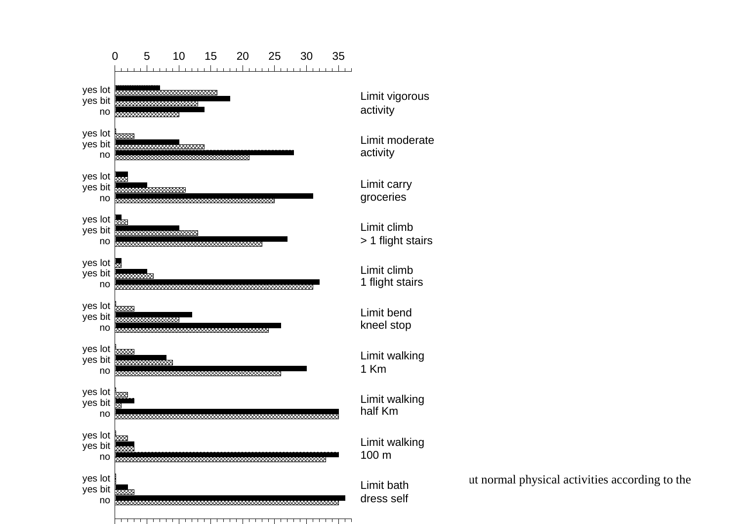0 5 10 15 20 25 30 35

| | Category |
|---|---|
| yes lot / yes bit / no | Limit vigorous activity |
| yes lot / yes bit / no | Limit moderate activity |
| yes lot / yes bit / no | Limit carry groceries |
| yes lot / yes bit / no | Limit climb > 1 flight stairs |
| yes lot / yes bit / no | Limit climb 1 flight stairs |
| yes lot / yes bit / no | Limit bend kneel stop |
| yes lot / yes bit / no | Limit walking 1 Km |
| yes lot / yes bit / no | Limit walking half Km |
| yes lot / yes bit / no | Limit walking 100 m |
| yes lot / yes bit / no | Limit bath dress self |

ut normal physical activities according to the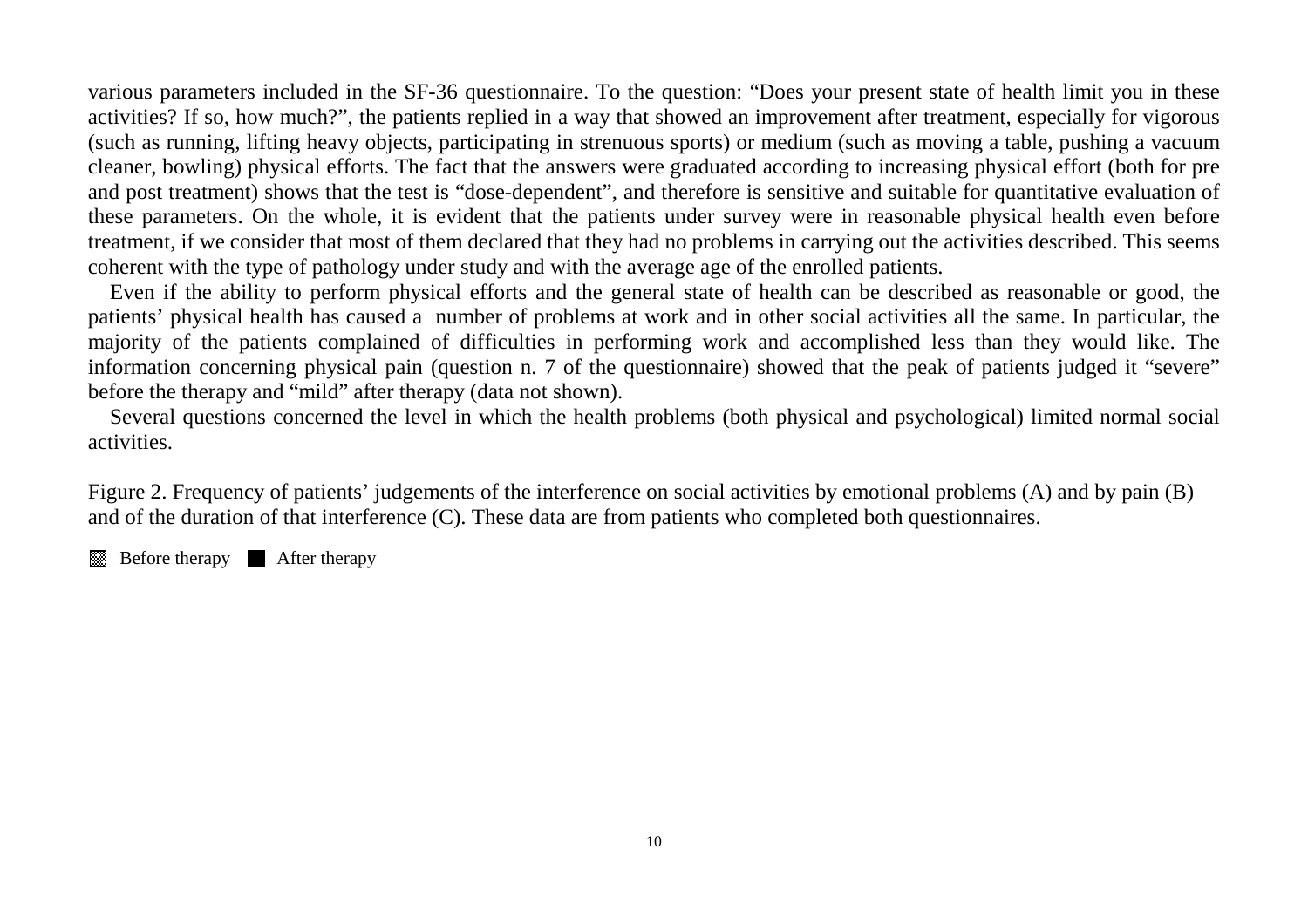various parameters included in the SF-36 questionnaire. To the question: “Does your present state of health limit you in these activities? If so, how much?”, the patients replied in a way that showed an improvement after treatment, especially for vigorous (such as running, lifting heavy objects, participating in strenuous sports) or medium (such as moving a table, pushing a vacuum cleaner, bowling) physical efforts. The fact that the answers were graduated according to increasing physical effort (both for pre and post treatment) shows that the test is “dose-dependent”, and therefore is sensitive and suitable for quantitative evaluation of these parameters. On the whole, it is evident that the patients under survey were in reasonable physical health even before treatment, if we consider that most of them declared that they had no problems in carrying out the activities described. This seems coherent with the type of pathology under study and with the average age of the enrolled patients.

Even if the ability to perform physical efforts and the general state of health can be described as reasonable or good, the patients’ physical health has caused a number of problems at work and in other social activities all the same. In particular, the majority of the patients complained of difficulties in performing work and accomplished less than they would like. The information concerning physical pain (question n. 7 of the questionnaire) showed that the peak of patients judged it “severe” before the therapy and “mild” after therapy (data not shown).

Several questions concerned the level in which the health problems (both physical and psychological) limited normal social activities.

Figure 2. Frequency of patients’ judgements of the interference on social activities by emotional problems (A) and by pain (B) and of the duration of that interference (C). These data are from patients who completed both questionnaires.

Before therapy  After therapy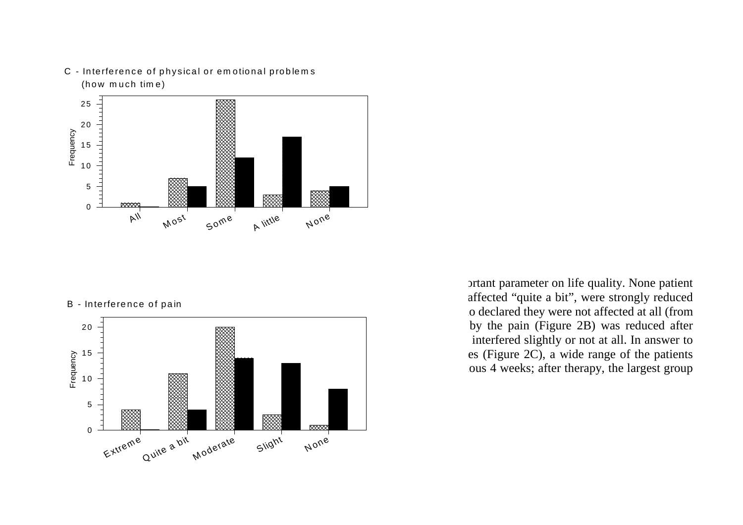C - Interference of physical or emotional problems (how much time)

| | All | Most | Some | A little | None |
|---|---|---|---|---|---|
| Frequency (hatched) | 1 | 7 | 26 | 3 | 4 |
| Frequency (black) | 0 | 5 | 12 | 17 | 5 |

B - Interference of pain

| | Extreme | Quite a bit | Moderate | Slight | None |
|---|---|---|---|---|---|
| Frequency (hatched) | 4 | 11 | 20 | 3 | 1 |
| Frequency (black) | 0 | 4 | 14 | 13 | 8 |

ortant parameter on life quality. None patient
affected "quite a bit", were strongly reduced
o declared they were not affected at all (from
by the pain (Figure 2B) was reduced after
interfered slightly or not at all. In answer to
es (Figure 2C), a wide range of the patients
ous 4 weeks; after therapy, the largest group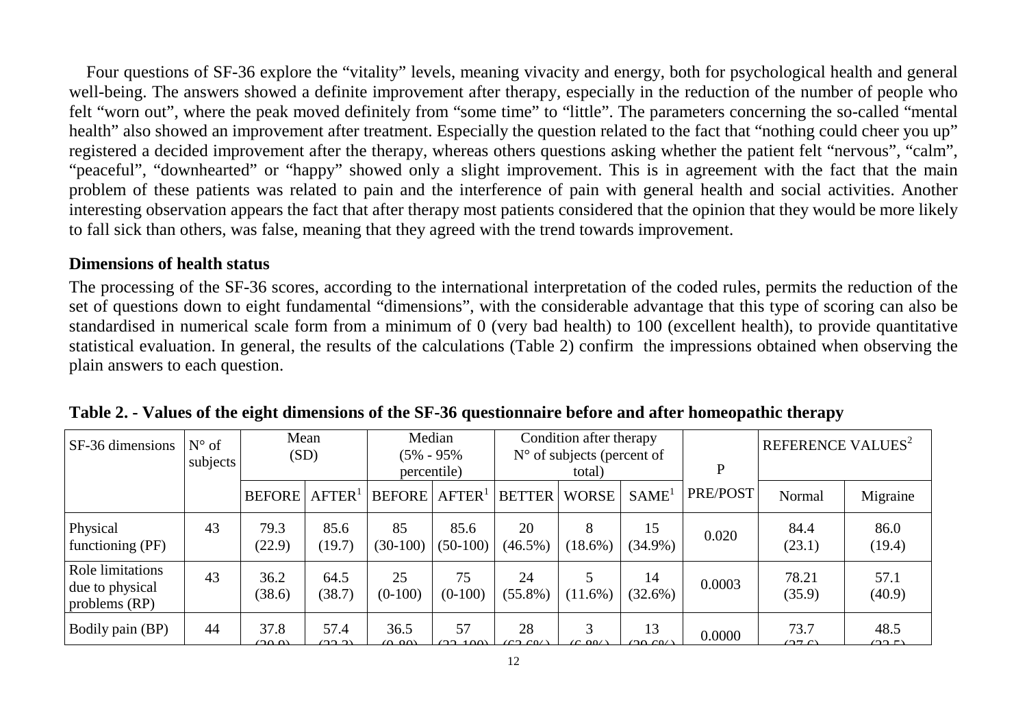Four questions of SF-36 explore the "vitality" levels, meaning vivacity and energy, both for psychological health and general well-being. The answers showed a definite improvement after therapy, especially in the reduction of the number of people who felt "worn out", where the peak moved definitely from "some time" to "little". The parameters concerning the so-called "mental health" also showed an improvement after treatment. Especially the question related to the fact that "nothing could cheer you up" registered a decided improvement after the therapy, whereas others questions asking whether the patient felt "nervous", "calm", "peaceful", "downhearted" or "happy" showed only a slight improvement. This is in agreement with the fact that the main problem of these patients was related to pain and the interference of pain with general health and social activities. Another interesting observation appears the fact that after therapy most patients considered that the opinion that they would be more likely to fall sick than others, was false, meaning that they agreed with the trend towards improvement.

## Dimensions of health status

The processing of the SF-36 scores, according to the international interpretation of the coded rules, permits the reduction of the set of questions down to eight fundamental "dimensions", with the considerable advantage that this type of scoring can also be standardised in numerical scale form from a minimum of 0 (very bad health) to 100 (excellent health), to provide quantitative statistical evaluation. In general, the results of the calculations (Table 2) confirm the impressions obtained when observing the plain answers to each question.

**Table 2. - Values of the eight dimensions of the SF-36 questionnaire before and after homeopathic therapy**

| SF-36 dimensions | N° of subjects | Mean (SD) | | Median (5% - 95% percentile) | | Condition after therapy N° of subjects (percent of total) | | | P | REFERENCE VALUES[2] | |
|---|---|---|---|---|---|---|---|---|---|---|---|
| | | BEFORE | AFTER[1] | BEFORE | AFTER[1] | BETTER | WORSE | SAME[1] | PRE/POST | Normal | Migraine |
| Physical functioning (PF) | 43 | 79.3 (22.9) | 85.6 (19.7) | 85 (30-100) | 85.6 (50-100) | 20 (46.5%) | 8 (18.6%) | 15 (34.9%) | 0.020 | 84.4 (23.1) | 86.0 (19.4) |
| Role limitations due to physical problems (RP) | 43 | 36.2 (38.6) | 64.5 (38.7) | 25 (0-100) | 75 (0-100) | 24 (55.8%) | 5 (11.6%) | 14 (32.6%) | 0.0003 | 78.21 (35.9) | 57.1 (40.9) |
| Bodily pain (BP) | 44 | 37.8 (20.0) | 57.4 (22.2) | 36.5 (0-80) | 57 (22-100) | 28 (63.6%) | 3 (6.8%) | 13 (29.6%) | 0.0000 | 73.7 (27.6) | 48.5 (23.5) |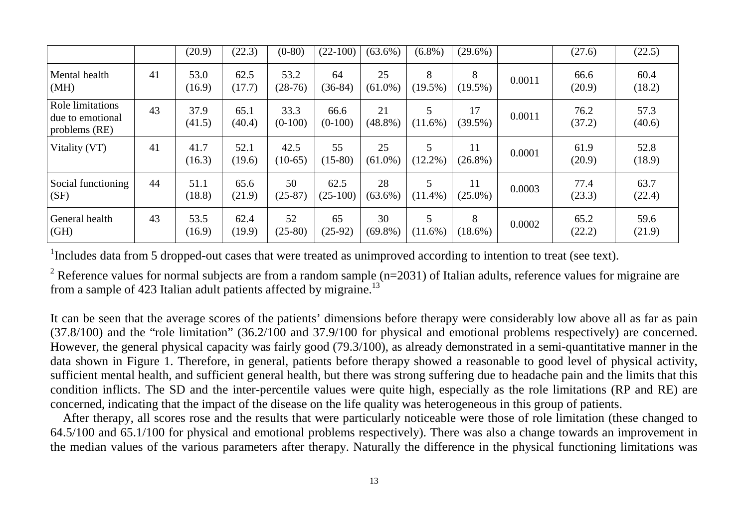| | | | | | | | | | | | |
|---|---|---|---|---|---|---|---|---|---|---|---|
| | | (20.9) | (22.3) | (0-80) | (22-100) | (63.6%) | (6.8%) | (29.6%) | | (27.6) | (22.5) |
| Mental health (MH) | 41 | 53.0 (16.9) | 62.5 (17.7) | 53.2 (28-76) | 64 (36-84) | 25 (61.0%) | 8 (19.5%) | 8 (19.5%) | 0.0011 | 66.6 (20.9) | 60.4 (18.2) |
| Role limitations due to emotional problems (RE) | 43 | 37.9 (41.5) | 65.1 (40.4) | 33.3 (0-100) | 66.6 (0-100) | 21 (48.8%) | 5 (11.6%) | 17 (39.5%) | 0.0011 | 76.2 (37.2) | 57.3 (40.6) |
| Vitality (VT) | 41 | 41.7 (16.3) | 52.1 (19.6) | 42.5 (10-65) | 55 (15-80) | 25 (61.0%) | 5 (12.2%) | 11 (26.8%) | 0.0001 | 61.9 (20.9) | 52.8 (18.9) |
| Social functioning (SF) | 44 | 51.1 (18.8) | 65.6 (21.9) | 50 (25-87) | 62.5 (25-100) | 28 (63.6%) | 5 (11.4%) | 11 (25.0%) | 0.0003 | 77.4 (23.3) | 63.7 (22.4) |
| General health (GH) | 43 | 53.5 (16.9) | 62.4 (19.9) | 52 (25-80) | 65 (25-92) | 30 (69.8%) | 5 (11.6%) | 8 (18.6%) | 0.0002 | 65.2 (22.2) | 59.6 (21.9) |

[1]Includes data from 5 dropped-out cases that were treated as unimproved according to intention to treat (see text).

[2] Reference values for normal subjects are from a random sample (n=2031) of Italian adults, reference values for migraine are from a sample of 423 Italian adult patients affected by migraine.[13]

It can be seen that the average scores of the patients' dimensions before therapy were considerably low above all as far as pain (37.8/100) and the "role limitation" (36.2/100 and 37.9/100 for physical and emotional problems respectively) are concerned. However, the general physical capacity was fairly good (79.3/100), as already demonstrated in a semi-quantitative manner in the data shown in Figure 1. Therefore, in general, patients before therapy showed a reasonable to good level of physical activity, sufficient mental health, and sufficient general health, but there was strong suffering due to headache pain and the limits that this condition inflicts. The SD and the inter-percentile values were quite high, especially as the role limitations (RP and RE) are concerned, indicating that the impact of the disease on the life quality was heterogeneous in this group of patients.

After therapy, all scores rose and the results that were particularly noticeable were those of role limitation (these changed to 64.5/100 and 65.1/100 for physical and emotional problems respectively). There was also a change towards an improvement in the median values of the various parameters after therapy. Naturally the difference in the physical functioning limitations was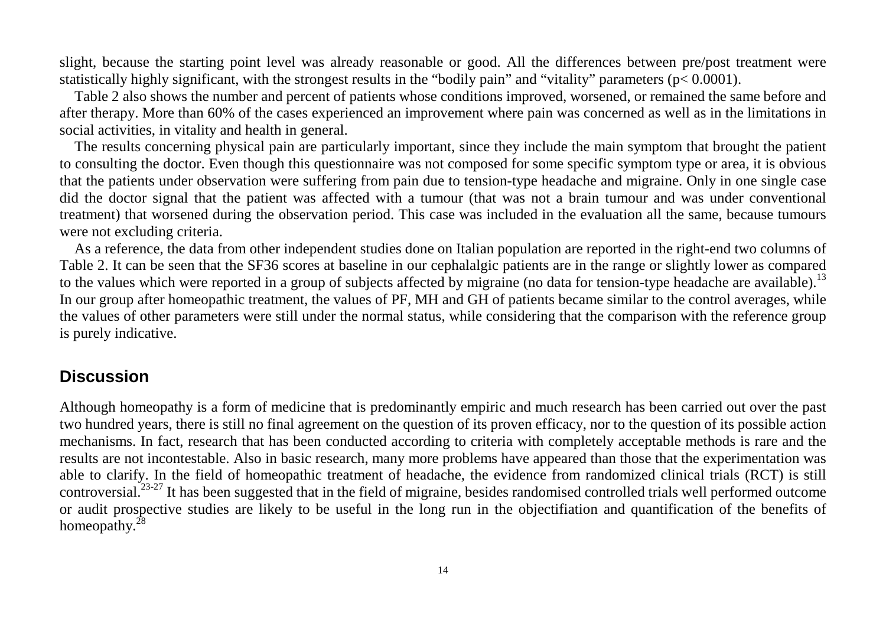slight, because the starting point level was already reasonable or good. All the differences between pre/post treatment were statistically highly significant, with the strongest results in the "bodily pain" and "vitality" parameters ($p < 0.0001$).

Table 2 also shows the number and percent of patients whose conditions improved, worsened, or remained the same before and after therapy. More than 60% of the cases experienced an improvement where pain was concerned as well as in the limitations in social activities, in vitality and health in general.

The results concerning physical pain are particularly important, since they include the main symptom that brought the patient to consulting the doctor. Even though this questionnaire was not composed for some specific symptom type or area, it is obvious that the patients under observation were suffering from pain due to tension-type headache and migraine. Only in one single case did the doctor signal that the patient was affected with a tumour (that was not a brain tumour and was under conventional treatment) that worsened during the observation period. This case was included in the evaluation all the same, because tumours were not excluding criteria.

As a reference, the data from other independent studies done on Italian population are reported in the right-end two columns of Table 2. It can be seen that the SF36 scores at baseline in our cephalalgic patients are in the range or slightly lower as compared to the values which were reported in a group of subjects affected by migraine (no data for tension-type headache are available).[13] In our group after homeopathic treatment, the values of PF, MH and GH of patients became similar to the control averages, while the values of other parameters were still under the normal status, while considering that the comparison with the reference group is purely indicative.

## Discussion

Although homeopathy is a form of medicine that is predominantly empiric and much research has been carried out over the past two hundred years, there is still no final agreement on the question of its proven efficacy, nor to the question of its possible action mechanisms. In fact, research that has been conducted according to criteria with completely acceptable methods is rare and the results are not incontestable. Also in basic research, many more problems have appeared than those that the experimentation was able to clarify. In the field of homeopathic treatment of headache, the evidence from randomized clinical trials (RCT) is still controversial.[23-27] It has been suggested that in the field of migraine, besides randomised controlled trials well performed outcome or audit prospective studies are likely to be useful in the long run in the objectifiation and quantification of the benefits of homeopathy.[28]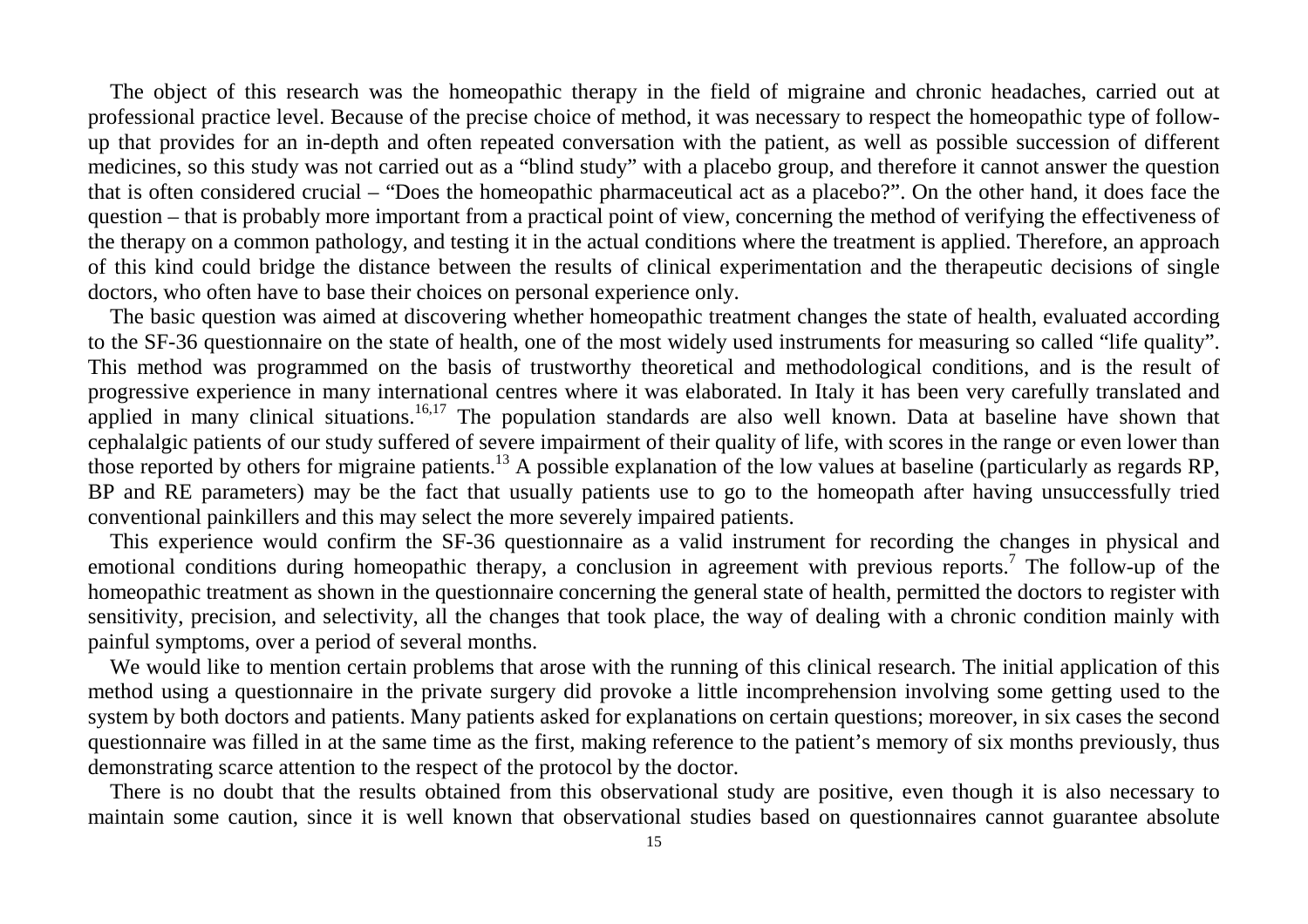The object of this research was the homeopathic therapy in the field of migraine and chronic headaches, carried out at professional practice level. Because of the precise choice of method, it was necessary to respect the homeopathic type of follow-up that provides for an in-depth and often repeated conversation with the patient, as well as possible succession of different medicines, so this study was not carried out as a "blind study" with a placebo group, and therefore it cannot answer the question that is often considered crucial – "Does the homeopathic pharmaceutical act as a placebo?". On the other hand, it does face the question – that is probably more important from a practical point of view, concerning the method of verifying the effectiveness of the therapy on a common pathology, and testing it in the actual conditions where the treatment is applied. Therefore, an approach of this kind could bridge the distance between the results of clinical experimentation and the therapeutic decisions of single doctors, who often have to base their choices on personal experience only.

The basic question was aimed at discovering whether homeopathic treatment changes the state of health, evaluated according to the SF-36 questionnaire on the state of health, one of the most widely used instruments for measuring so called "life quality". This method was programmed on the basis of trustworthy theoretical and methodological conditions, and is the result of progressive experience in many international centres where it was elaborated. In Italy it has been very carefully translated and applied in many clinical situations.[16,17] The population standards are also well known. Data at baseline have shown that cephalalgic patients of our study suffered of severe impairment of their quality of life, with scores in the range or even lower than those reported by others for migraine patients.[13] A possible explanation of the low values at baseline (particularly as regards RP, BP and RE parameters) may be the fact that usually patients use to go to the homeopath after having unsuccessfully tried conventional painkillers and this may select the more severely impaired patients.

This experience would confirm the SF-36 questionnaire as a valid instrument for recording the changes in physical and emotional conditions during homeopathic therapy, a conclusion in agreement with previous reports.[7] The follow-up of the homeopathic treatment as shown in the questionnaire concerning the general state of health, permitted the doctors to register with sensitivity, precision, and selectivity, all the changes that took place, the way of dealing with a chronic condition mainly with painful symptoms, over a period of several months.

We would like to mention certain problems that arose with the running of this clinical research. The initial application of this method using a questionnaire in the private surgery did provoke a little incomprehension involving some getting used to the system by both doctors and patients. Many patients asked for explanations on certain questions; moreover, in six cases the second questionnaire was filled in at the same time as the first, making reference to the patient's memory of six months previously, thus demonstrating scarce attention to the respect of the protocol by the doctor.

There is no doubt that the results obtained from this observational study are positive, even though it is also necessary to maintain some caution, since it is well known that observational studies based on questionnaires cannot guarantee absolute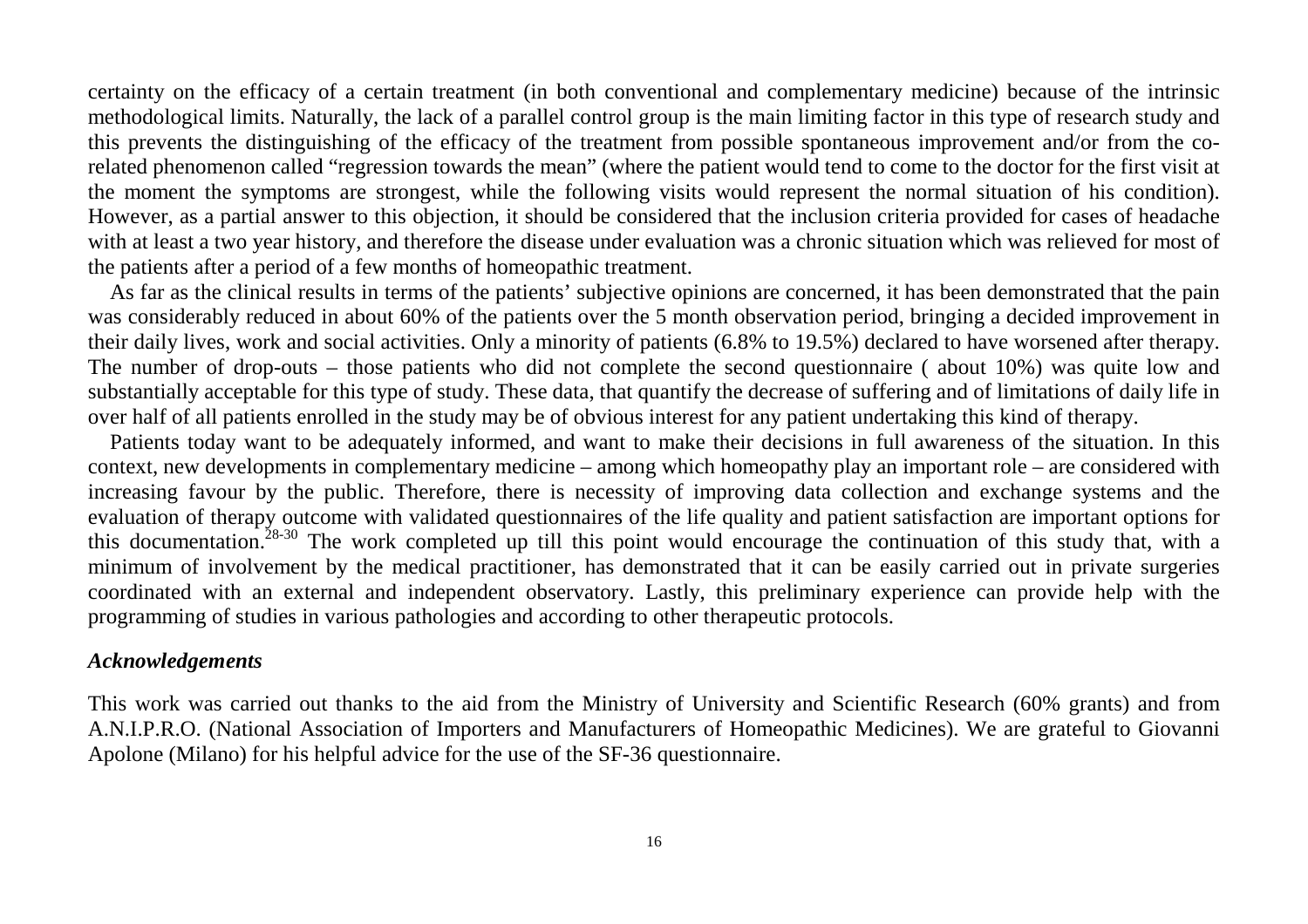certainty on the efficacy of a certain treatment (in both conventional and complementary medicine) because of the intrinsic methodological limits. Naturally, the lack of a parallel control group is the main limiting factor in this type of research study and this prevents the distinguishing of the efficacy of the treatment from possible spontaneous improvement and/or from the co-related phenomenon called "regression towards the mean" (where the patient would tend to come to the doctor for the first visit at the moment the symptoms are strongest, while the following visits would represent the normal situation of his condition). However, as a partial answer to this objection, it should be considered that the inclusion criteria provided for cases of headache with at least a two year history, and therefore the disease under evaluation was a chronic situation which was relieved for most of the patients after a period of a few months of homeopathic treatment.

As far as the clinical results in terms of the patients' subjective opinions are concerned, it has been demonstrated that the pain was considerably reduced in about 60% of the patients over the 5 month observation period, bringing a decided improvement in their daily lives, work and social activities. Only a minority of patients (6.8% to 19.5%) declared to have worsened after therapy. The number of drop-outs – those patients who did not complete the second questionnaire ( about 10%) was quite low and substantially acceptable for this type of study. These data, that quantify the decrease of suffering and of limitations of daily life in over half of all patients enrolled in the study may be of obvious interest for any patient undertaking this kind of therapy.

Patients today want to be adequately informed, and want to make their decisions in full awareness of the situation. In this context, new developments in complementary medicine – among which homeopathy play an important role – are considered with increasing favour by the public. Therefore, there is necessity of improving data collection and exchange systems and the evaluation of therapy outcome with validated questionnaires of the life quality and patient satisfaction are important options for this documentation.[28-30] The work completed up till this point would encourage the continuation of this study that, with a minimum of involvement by the medical practitioner, has demonstrated that it can be easily carried out in private surgeries coordinated with an external and independent observatory. Lastly, this preliminary experience can provide help with the programming of studies in various pathologies and according to other therapeutic protocols.

### *Acknowledgements*

This work was carried out thanks to the aid from the Ministry of University and Scientific Research (60% grants) and from A.N.I.P.R.O. (National Association of Importers and Manufacturers of Homeopathic Medicines). We are grateful to Giovanni Apolone (Milano) for his helpful advice for the use of the SF-36 questionnaire.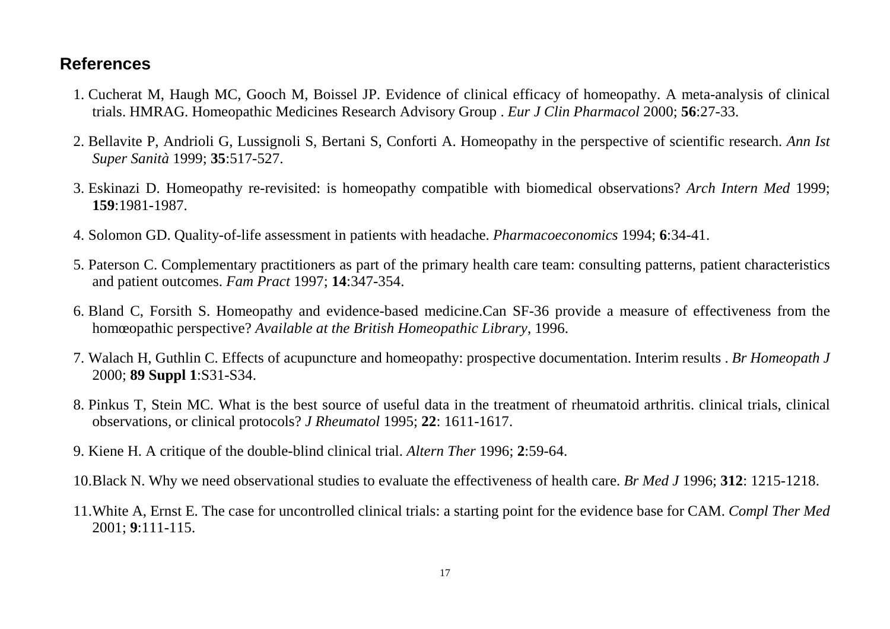## References

1. Cucherat M, Haugh MC, Gooch M, Boissel JP. Evidence of clinical efficacy of homeopathy. A meta-analysis of clinical trials. HMRAG. Homeopathic Medicines Research Advisory Group . *Eur J Clin Pharmacol* 2000; **56**:27-33.

2. Bellavite P, Andrioli G, Lussignoli S, Bertani S, Conforti A. Homeopathy in the perspective of scientific research. *Ann Ist Super Sanità* 1999; **35**:517-527.

3. Eskinazi D. Homeopathy re-revisited: is homeopathy compatible with biomedical observations? *Arch Intern Med* 1999; **159**:1981-1987.

4. Solomon GD. Quality-of-life assessment in patients with headache. *Pharmacoeconomics* 1994; **6**:34-41.

5. Paterson C. Complementary practitioners as part of the primary health care team: consulting patterns, patient characteristics and patient outcomes. *Fam Pract* 1997; **14**:347-354.

6. Bland C, Forsith S. Homeopathy and evidence-based medicine.Can SF-36 provide a measure of effectiveness from the homœopathic perspective? *Available at the British Homeopathic Library*, 1996.

7. Walach H, Guthlin C. Effects of acupuncture and homeopathy: prospective documentation. Interim results . *Br Homeopath J* 2000; **89 Suppl 1**:S31-S34.

8. Pinkus T, Stein MC. What is the best source of useful data in the treatment of rheumatoid arthritis. clinical trials, clinical observations, or clinical protocols? *J Rheumatol* 1995; **22**: 1611-1617.

9. Kiene H. A critique of the double-blind clinical trial. *Altern Ther* 1996; **2**:59-64.

10. Black N. Why we need observational studies to evaluate the effectiveness of health care. *Br Med J* 1996; **312**: 1215-1218.

11. White A, Ernst E. The case for uncontrolled clinical trials: a starting point for the evidence base for CAM. *Compl Ther Med* 2001; **9**:111-115.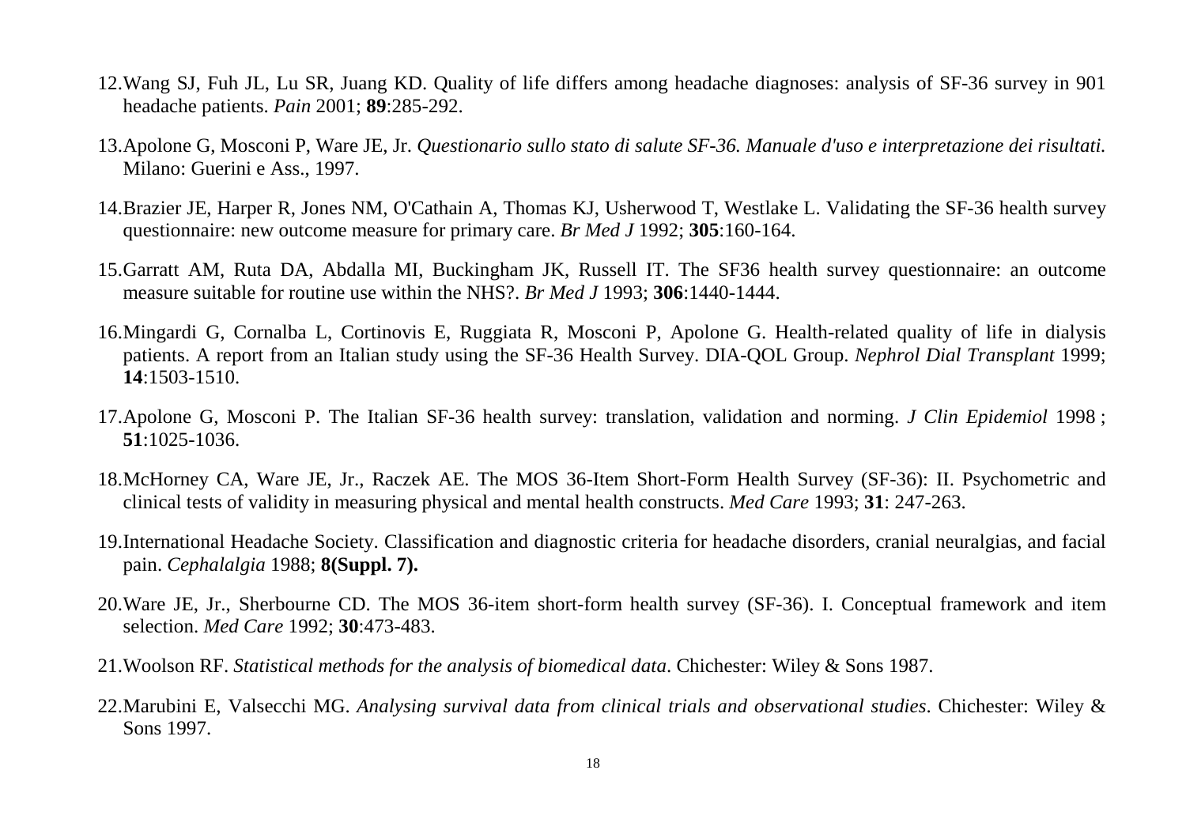12. Wang SJ, Fuh JL, Lu SR, Juang KD. Quality of life differs among headache diagnoses: analysis of SF-36 survey in 901 headache patients. *Pain* 2001; **89**:285-292.

13. Apolone G, Mosconi P, Ware JE, Jr. *Questionario sullo stato di salute SF-36. Manuale d'uso e interpretazione dei risultati.* Milano: Guerini e Ass., 1997.

14. Brazier JE, Harper R, Jones NM, O'Cathain A, Thomas KJ, Usherwood T, Westlake L. Validating the SF-36 health survey questionnaire: new outcome measure for primary care. *Br Med J* 1992; **305**:160-164.

15. Garratt AM, Ruta DA, Abdalla MI, Buckingham JK, Russell IT. The SF36 health survey questionnaire: an outcome measure suitable for routine use within the NHS?. *Br Med J* 1993; **306**:1440-1444.

16. Mingardi G, Cornalba L, Cortinovis E, Ruggiata R, Mosconi P, Apolone G. Health-related quality of life in dialysis patients. A report from an Italian study using the SF-36 Health Survey. DIA-QOL Group. *Nephrol Dial Transplant* 1999; **14**:1503-1510.

17. Apolone G, Mosconi P. The Italian SF-36 health survey: translation, validation and norming. *J Clin Epidemiol* 1998 ; **51**:1025-1036.

18. McHorney CA, Ware JE, Jr., Raczek AE. The MOS 36-Item Short-Form Health Survey (SF-36): II. Psychometric and clinical tests of validity in measuring physical and mental health constructs. *Med Care* 1993; **31**: 247-263.

19. International Headache Society. Classification and diagnostic criteria for headache disorders, cranial neuralgias, and facial pain. *Cephalalgia* 1988; **8(Suppl. 7).**

20. Ware JE, Jr., Sherbourne CD. The MOS 36-item short-form health survey (SF-36). I. Conceptual framework and item selection. *Med Care* 1992; **30**:473-483.

21. Woolson RF. *Statistical methods for the analysis of biomedical data*. Chichester: Wiley & Sons 1987.

22. Marubini E, Valsecchi MG. *Analysing survival data from clinical trials and observational studies*. Chichester: Wiley & Sons 1997.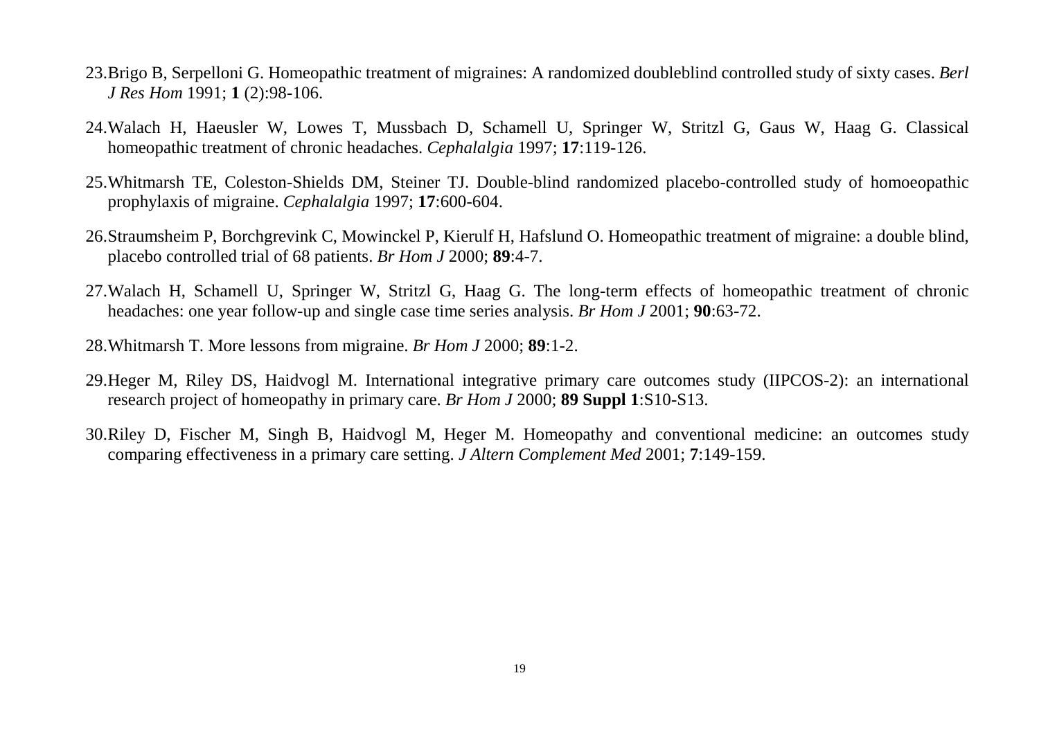23. Brigo B, Serpelloni G. Homeopathic treatment of migraines: A randomized doubleblind controlled study of sixty cases. *Berl J Res Hom* 1991; **1** (2):98-106.

24. Walach H, Haeusler W, Lowes T, Mussbach D, Schamell U, Springer W, Stritzl G, Gaus W, Haag G. Classical homeopathic treatment of chronic headaches. *Cephalalgia* 1997; **17**:119-126.

25. Whitmarsh TE, Coleston-Shields DM, Steiner TJ. Double-blind randomized placebo-controlled study of homoeopathic prophylaxis of migraine. *Cephalalgia* 1997; **17**:600-604.

26. Straumsheim P, Borchgrevink C, Mowinckel P, Kierulf H, Hafslund O. Homeopathic treatment of migraine: a double blind, placebo controlled trial of 68 patients. *Br Hom J* 2000; **89**:4-7.

27. Walach H, Schamell U, Springer W, Stritzl G, Haag G. The long-term effects of homeopathic treatment of chronic headaches: one year follow-up and single case time series analysis. *Br Hom J* 2001; **90**:63-72.

28. Whitmarsh T. More lessons from migraine. *Br Hom J* 2000; **89**:1-2.

29. Heger M, Riley DS, Haidvogl M. International integrative primary care outcomes study (IIPCOS-2): an international research project of homeopathy in primary care. *Br Hom J* 2000; **89 Suppl 1**:S10-S13.

30. Riley D, Fischer M, Singh B, Haidvogl M, Heger M. Homeopathy and conventional medicine: an outcomes study comparing effectiveness in a primary care setting. *J Altern Complement Med* 2001; **7**:149-159.